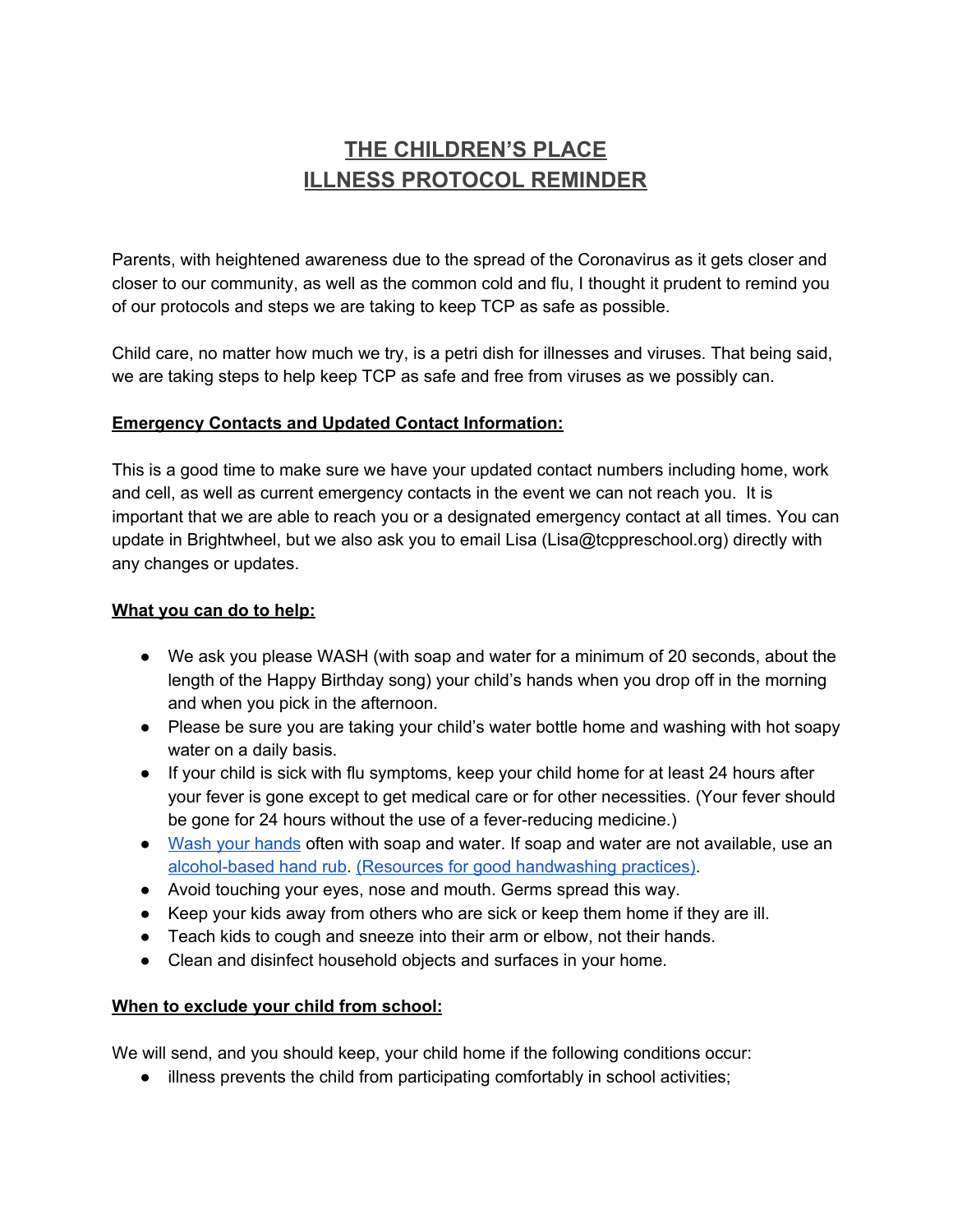# THE CHILDREN'S PLACE
# ILLNESS PROTOCOL REMINDER

Parents, with heightened awareness due to the spread of the Coronavirus as it gets closer and closer to our community, as well as the common cold and flu, I thought it prudent to remind you of our protocols and steps we are taking to keep TCP as safe as possible.

Child care, no matter how much we try, is a petri dish for illnesses and viruses. That being said, we are taking steps to help keep TCP as safe and free from viruses as we possibly can.

## Emergency Contacts and Updated Contact Information:

This is a good time to make sure we have your updated contact numbers including home, work and cell, as well as current emergency contacts in the event we can not reach you. It is important that we are able to reach you or a designated emergency contact at all times. You can update in Brightwheel, but we also ask you to email Lisa (Lisa@tcppreschool.org) directly with any changes or updates.

## What you can do to help:

- We ask you please WASH (with soap and water for a minimum of 20 seconds, about the length of the Happy Birthday song) your child's hands when you drop off in the morning and when you pick in the afternoon.
- Please be sure you are taking your child's water bottle home and washing with hot soapy water on a daily basis.
- If your child is sick with flu symptoms, keep your child home for at least 24 hours after your fever is gone except to get medical care or for other necessities. (Your fever should be gone for 24 hours without the use of a fever-reducing medicine.)
- Wash your hands often with soap and water. If soap and water are not available, use an alcohol-based hand rub. (Resources for good handwashing practices).
- Avoid touching your eyes, nose and mouth. Germs spread this way.
- Keep your kids away from others who are sick or keep them home if they are ill.
- Teach kids to cough and sneeze into their arm or elbow, not their hands.
- Clean and disinfect household objects and surfaces in your home.

## When to exclude your child from school:

We will send, and you should keep, your child home if the following conditions occur:

- illness prevents the child from participating comfortably in school activities;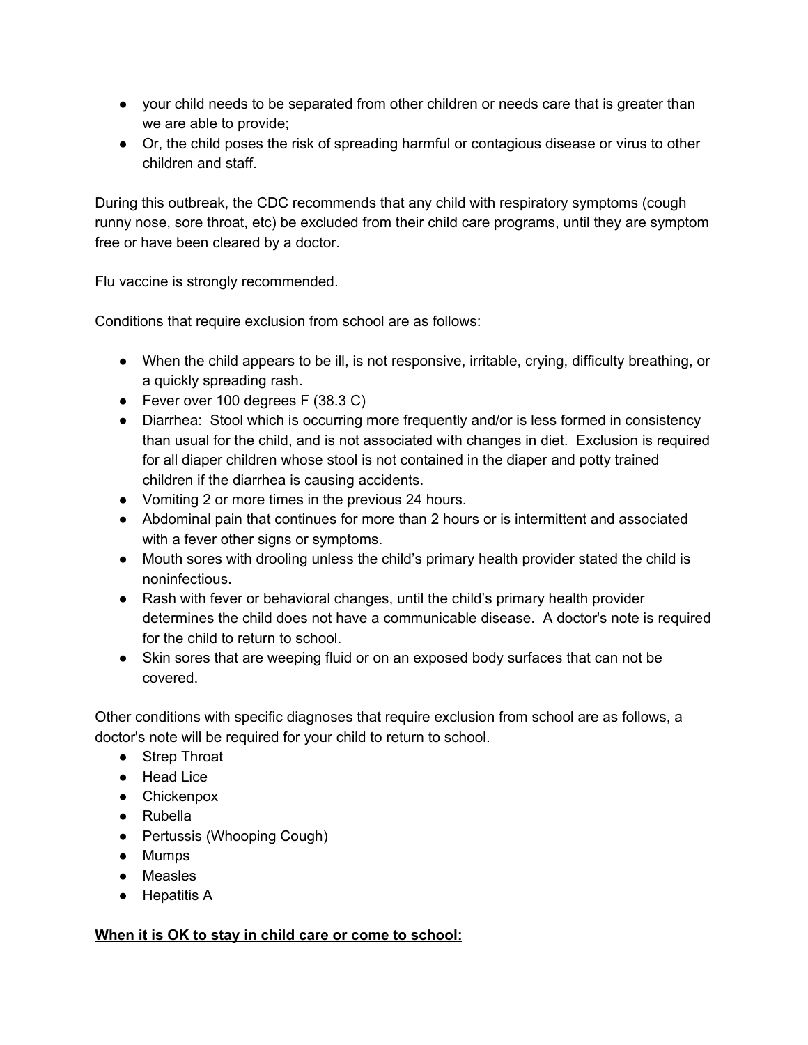- your child needs to be separated from other children or needs care that is greater than we are able to provide;
- Or, the child poses the risk of spreading harmful or contagious disease or virus to other children and staff.

During this outbreak, the CDC recommends that any child with respiratory symptoms (cough runny nose, sore throat, etc) be excluded from their child care programs, until they are symptom free or have been cleared by a doctor.

Flu vaccine is strongly recommended.

Conditions that require exclusion from school are as follows:

- When the child appears to be ill, is not responsive, irritable, crying, difficulty breathing, or a quickly spreading rash.
- Fever over 100 degrees F (38.3 C)
- Diarrhea: Stool which is occurring more frequently and/or is less formed in consistency than usual for the child, and is not associated with changes in diet. Exclusion is required for all diaper children whose stool is not contained in the diaper and potty trained children if the diarrhea is causing accidents.
- Vomiting 2 or more times in the previous 24 hours.
- Abdominal pain that continues for more than 2 hours or is intermittent and associated with a fever other signs or symptoms.
- Mouth sores with drooling unless the child's primary health provider stated the child is noninfectious.
- Rash with fever or behavioral changes, until the child's primary health provider determines the child does not have a communicable disease. A doctor's note is required for the child to return to school.
- Skin sores that are weeping fluid or on an exposed body surfaces that can not be covered.

Other conditions with specific diagnoses that require exclusion from school are as follows, a doctor's note will be required for your child to return to school.

- Strep Throat
- Head Lice
- Chickenpox
- Rubella
- Pertussis (Whooping Cough)
- Mumps
- Measles
- Hepatitis A

**<u>When it is OK to stay in child care or come to school:</u>**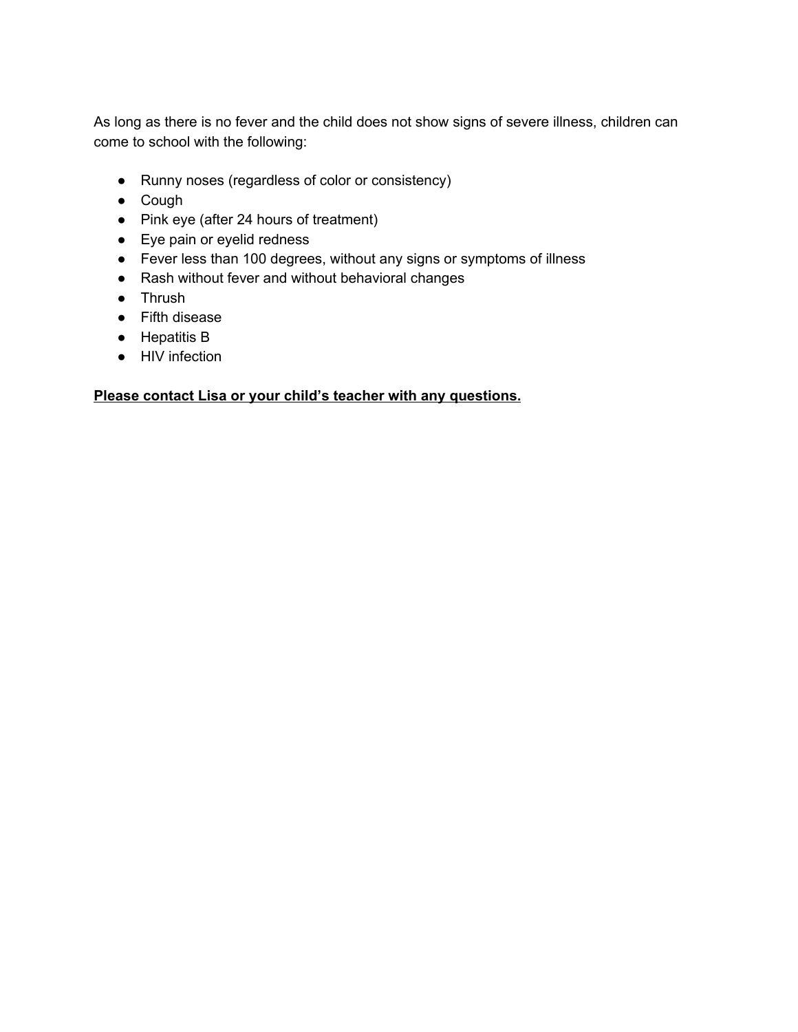As long as there is no fever and the child does not show signs of severe illness, children can come to school with the following:

- Runny noses (regardless of color or consistency)
- Cough
- Pink eye (after 24 hours of treatment)
- Eye pain or eyelid redness
- Fever less than 100 degrees, without any signs or symptoms of illness
- Rash without fever and without behavioral changes
- Thrush
- Fifth disease
- Hepatitis B
- HIV infection

**Please contact Lisa or your child's teacher with any questions.**